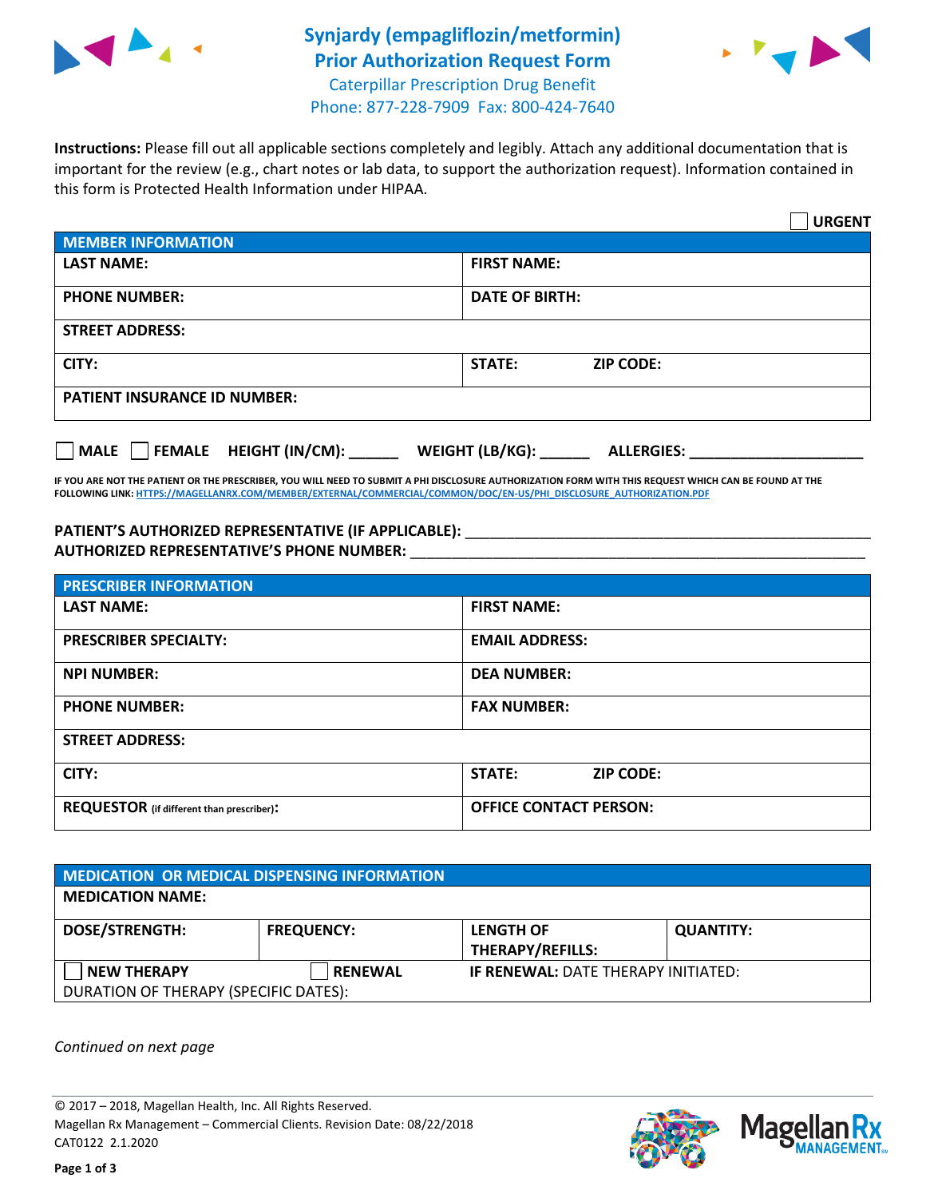# Synjardy (empagliflozin/metformin) Prior Authorization Request Form

Caterpillar Prescription Drug Benefit
Phone: 877-228-7909 Fax: 800-424-7640

**Instructions:** Please fill out all applicable sections completely and legibly. Attach any additional documentation that is important for the review (e.g., chart notes or lab data, to support the authorization request). Information contained in this form is Protected Health Information under HIPAA.

☐ **URGENT**

| MEMBER INFORMATION | |
|---|---|
| **LAST NAME:** | **FIRST NAME:** |
| **PHONE NUMBER:** | **DATE OF BIRTH:** |
| **STREET ADDRESS:** | |
| **CITY:** | **STATE:** **ZIP CODE:** |
| **PATIENT INSURANCE ID NUMBER:** | |

☐ **MALE** ☐ **FEMALE** **HEIGHT (IN/CM):** ______ **WEIGHT (LB/KG):** ______ **ALLERGIES:** ____________________

**IF YOU ARE NOT THE PATIENT OR THE PRESCRIBER, YOU WILL NEED TO SUBMIT A PHI DISCLOSURE AUTHORIZATION FORM WITH THIS REQUEST WHICH CAN BE FOUND AT THE FOLLOWING LINK: HTTPS://MAGELLANRX.COM/MEMBER/EXTERNAL/COMMERCIAL/COMMON/DOC/EN-US/PHI_DISCLOSURE_AUTHORIZATION.PDF**

**PATIENT'S AUTHORIZED REPRESENTATIVE (IF APPLICABLE):** ____________________________________________

**AUTHORIZED REPRESENTATIVE'S PHONE NUMBER:** ____________________________________________

| PRESCRIBER INFORMATION | |
|---|---|
| **LAST NAME:** | **FIRST NAME:** |
| **PRESCRIBER SPECIALTY:** | **EMAIL ADDRESS:** |
| **NPI NUMBER:** | **DEA NUMBER:** |
| **PHONE NUMBER:** | **FAX NUMBER:** |
| **STREET ADDRESS:** | |
| **CITY:** | **STATE:** **ZIP CODE:** |
| **REQUESTOR** (if different than prescriber)**:** | **OFFICE CONTACT PERSON:** |

| MEDICATION OR MEDICAL DISPENSING INFORMATION | | | |
|---|---|---|---|
| **MEDICATION NAME:** | | | |
| **DOSE/STRENGTH:** | **FREQUENCY:** | **LENGTH OF THERAPY/REFILLS:** | **QUANTITY:** |
| ☐ **NEW THERAPY** | ☐ **RENEWAL** | **IF RENEWAL:** DATE THERAPY INITIATED: | |
| DURATION OF THERAPY (SPECIFIC DATES): | | | |

*Continued on next page*

© 2017 – 2018, Magellan Health, Inc. All Rights Reserved.
Magellan Rx Management – Commercial Clients. Revision Date: 08/22/2018
CAT0122 2.1.2020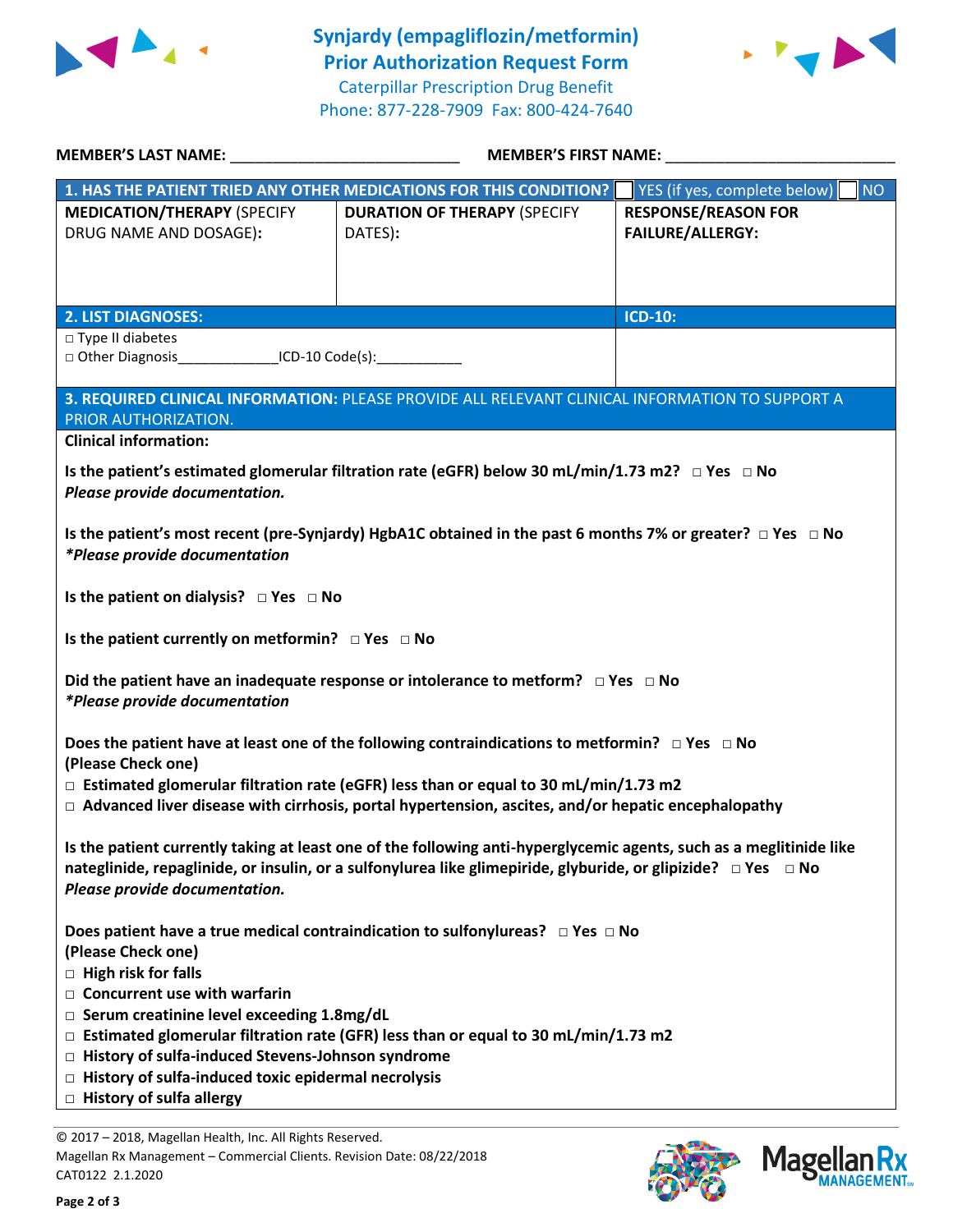# Synjardy (empagliflozin/metformin) Prior Authorization Request Form

Caterpillar Prescription Drug Benefit
Phone: 877-228-7909 Fax: 800-424-7640

**MEMBER'S LAST NAME:** ___________________________ **MEMBER'S FIRST NAME:** ___________________________

| **1. HAS THE PATIENT TRIED ANY OTHER MEDICATIONS FOR THIS CONDITION?** | | ☐ YES (if yes, complete below) ☐ NO |
|---|---|---|
| **MEDICATION/THERAPY** (SPECIFY DRUG NAME AND DOSAGE): | **DURATION OF THERAPY** (SPECIFY DATES): | **RESPONSE/REASON FOR FAILURE/ALLERGY:** |
| | | |

| **2. LIST DIAGNOSES:** | **ICD-10:** |
|---|---|
| □ Type II diabetes<br>□ Other Diagnosis____________ICD-10 Code(s):___________ | |

**3. REQUIRED CLINICAL INFORMATION:** PLEASE PROVIDE ALL RELEVANT CLINICAL INFORMATION TO SUPPORT A PRIOR AUTHORIZATION.

**Clinical information:**

**Is the patient's estimated glomerular filtration rate (eGFR) below 30 mL/min/1.73 m2?** □ Yes □ No
***Please provide documentation.***

**Is the patient's most recent (pre-Synjardy) HgbA1C obtained in the past 6 months 7% or greater?** □ Yes □ No
****Please provide documentation***

**Is the patient on dialysis?** □ Yes □ No

**Is the patient currently on metformin?** □ Yes □ No

**Did the patient have an inadequate response or intolerance to metform?** □ Yes □ No
****Please provide documentation***

**Does the patient have at least one of the following contraindications to metformin?** □ Yes □ No
**(Please Check one)**
- □ **Estimated glomerular filtration rate (eGFR) less than or equal to 30 mL/min/1.73 m2**
- □ **Advanced liver disease with cirrhosis, portal hypertension, ascites, and/or hepatic encephalopathy**

**Is the patient currently taking at least one of the following anti-hyperglycemic agents, such as a meglitinide like nateglinide, repaglinide, or insulin, or a sulfonylurea like glimepiride, glyburide, or glipizide?** □ Yes □ No
***Please provide documentation.***

**Does patient have a true medical contraindication to sulfonylureas?** □ Yes □ No
**(Please Check one)**
- □ **High risk for falls**
- □ **Concurrent use with warfarin**
- □ **Serum creatinine level exceeding 1.8mg/dL**
- □ **Estimated glomerular filtration rate (GFR) less than or equal to 30 mL/min/1.73 m2**
- □ **History of sulfa-induced Stevens-Johnson syndrome**
- □ **History of sulfa-induced toxic epidermal necrolysis**
- □ **History of sulfa allergy**

© 2017 – 2018, Magellan Health, Inc. All Rights Reserved.
Magellan Rx Management – Commercial Clients. Revision Date: 08/22/2018
CAT0122 2.1.2020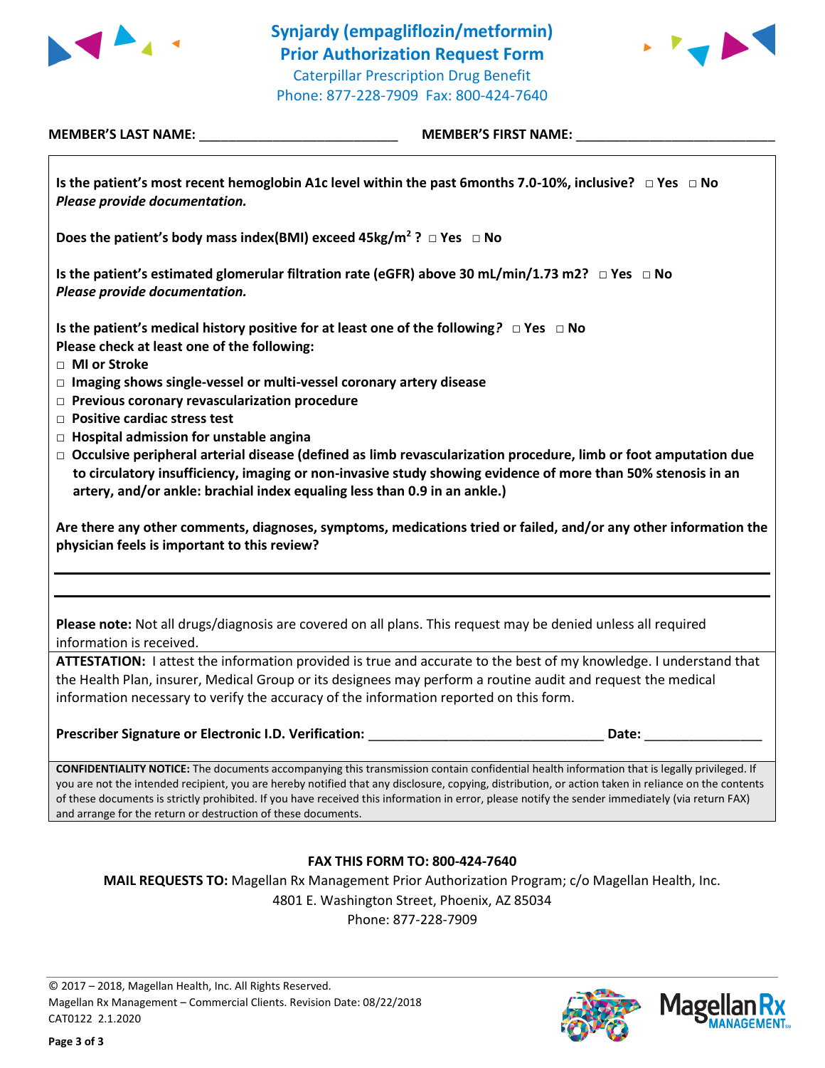# Synjardy (empagliflozin/metformin)
## Prior Authorization Request Form

Caterpillar Prescription Drug Benefit
Phone: 877-228-7909 Fax: 800-424-7640

**MEMBER'S LAST NAME:** ___________________________ **MEMBER'S FIRST NAME:** ___________________________

**Is the patient's most recent hemoglobin A1c level within the past 6months 7.0-10%, inclusive?** □ **Yes** □ **No**
***Please provide documentation.***

**Does the patient's body mass index(BMI) exceed 45kg/m$^2$ ?** □ **Yes** □ **No**

**Is the patient's estimated glomerular filtration rate (eGFR) above 30 mL/min/1.73 m2?** □ **Yes** □ **No**
***Please provide documentation.***

**Is the patient's medical history positive for at least one of the following?** □ **Yes** □ **No**
**Please check at least one of the following:**

□ **MI or Stroke**
□ **Imaging shows single-vessel or multi-vessel coronary artery disease**
□ **Previous coronary revascularization procedure**
□ **Positive cardiac stress test**
□ **Hospital admission for unstable angina**
□ **Occulsive peripheral arterial disease (defined as limb revascularization procedure, limb or foot amputation due to circulatory insufficiency, imaging or non-invasive study showing evidence of more than 50% stenosis in an artery, and/or ankle: brachial index equaling less than 0.9 in an ankle.)**

**Are there any other comments, diagnoses, symptoms, medications tried or failed, and/or any other information the physician feels is important to this review?**

___________________________________________________________________________

___________________________________________________________________________

**Please note:** Not all drugs/diagnosis are covered on all plans. This request may be denied unless all required information is received.

**ATTESTATION:** I attest the information provided is true and accurate to the best of my knowledge. I understand that the Health Plan, insurer, Medical Group or its designees may perform a routine audit and request the medical information necessary to verify the accuracy of the information reported on this form.

**Prescriber Signature or Electronic I.D. Verification:** ________________________________ **Date:** ________________

**CONFIDENTIALITY NOTICE:** The documents accompanying this transmission contain confidential health information that is legally privileged. If you are not the intended recipient, you are hereby notified that any disclosure, copying, distribution, or action taken in reliance on the contents of these documents is strictly prohibited. If you have received this information in error, please notify the sender immediately (via return FAX) and arrange for the return or destruction of these documents.

**FAX THIS FORM TO: 800-424-7640**

**MAIL REQUESTS TO:** Magellan Rx Management Prior Authorization Program; c/o Magellan Health, Inc.
4801 E. Washington Street, Phoenix, AZ 85034
Phone: 877-228-7909

© 2017 – 2018, Magellan Health, Inc. All Rights Reserved.
Magellan Rx Management – Commercial Clients. Revision Date: 08/22/2018
CAT0122 2.1.2020